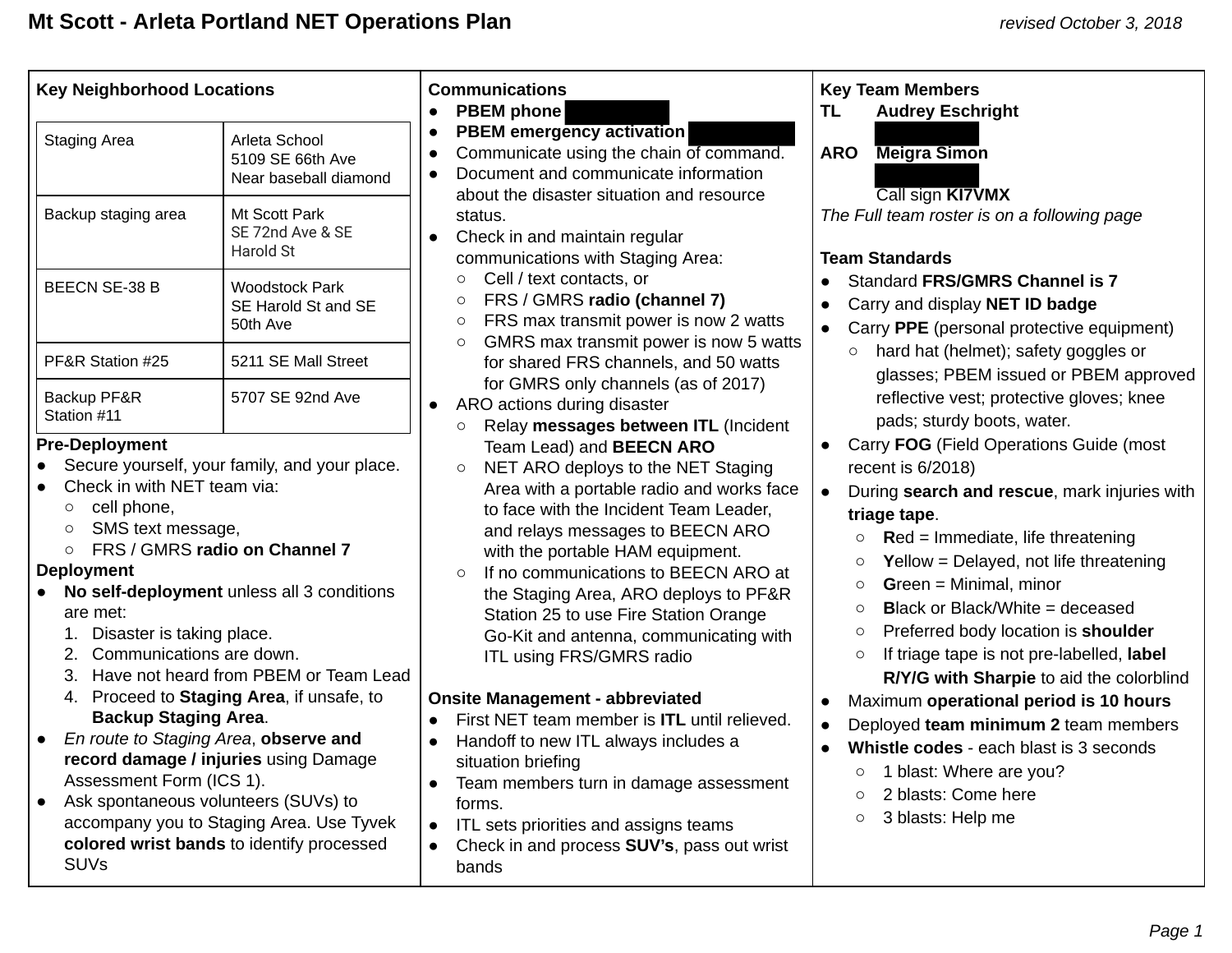# Mt Scott - Arleta Portland NET Operations Plan

*revised October 3, 2018*

## Key Neighborhood Locations

| Staging Area | Arleta School 5109 SE 66th Ave Near baseball diamond |
|---|---|
| Backup staging area | Mt Scott Park SE 72nd Ave & SE Harold St |
| BEECN SE-38 B | Woodstock Park SE Harold St and SE 50th Ave |
| PF&R Station #25 | 5211 SE Mall Street |
| Backup PF&R Station #11 | 5707 SE 92nd Ave |

**Pre-Deployment**

- Secure yourself, your family, and your place.
- Check in with NET team via:
  - cell phone,
  - SMS text message,
  - FRS / GMRS **radio on Channel 7**

**Deployment**

- **No self-deployment** unless all 3 conditions are met:
  1. Disaster is taking place.
  2. Communications are down.
  3. Have not heard from PBEM or Team Lead
  4. Proceed to **Staging Area**, if unsafe, to **Backup Staging Area**.
- *En route to Staging Area*, **observe and record damage / injuries** using Damage Assessment Form (ICS 1).
- Ask spontaneous volunteers (SUVs) to accompany you to Staging Area. Use Tyvek **colored wrist bands** to identify processed SUVs

## Communications

- **PBEM phone** [redacted]
- **PBEM emergency activation** [redacted]
- Communicate using the chain of command.
- Document and communicate information about the disaster situation and resource status.
- Check in and maintain regular communications with Staging Area:
  - Cell / text contacts, or
  - FRS / GMRS **radio (channel 7)**
  - FRS max transmit power is now 2 watts
  - GMRS max transmit power is now 5 watts for shared FRS channels, and 50 watts for GMRS only channels (as of 2017)
- ARO actions during disaster
  - Relay **messages between ITL** (Incident Team Lead) and **BEECN ARO**
  - NET ARO deploys to the NET Staging Area with a portable radio and works face to face with the Incident Team Leader, and relays messages to BEECN ARO with the portable HAM equipment.
  - If no communications to BEECN ARO at the Staging Area, ARO deploys to PF&R Station 25 to use Fire Station Orange Go-Kit and antenna, communicating with ITL using FRS/GMRS radio

**Onsite Management - abbreviated**

- First NET team member is **ITL** until relieved.
- Handoff to new ITL always includes a situation briefing
- Team members turn in damage assessment forms.
- ITL sets priorities and assigns teams
- Check in and process **SUV's**, pass out wrist bands

## Key Team Members

**TL** **Audrey Eschright**
[redacted]

**ARO** **Meigra Simon**
[redacted]
Call sign **KI7VMX**

*The Full team roster is on a following page*

**Team Standards**

- Standard **FRS/GMRS Channel is 7**
- Carry and display **NET ID badge**
- Carry **PPE** (personal protective equipment)
  - hard hat (helmet); safety goggles or glasses; PBEM issued or PBEM approved reflective vest; protective gloves; knee pads; sturdy boots, water.
- Carry **FOG** (Field Operations Guide (most recent is 6/2018)
- During **search and rescue**, mark injuries with **triage tape**.
  - **R**ed = Immediate, life threatening
  - **Y**ellow = Delayed, not life threatening
  - **G**reen = Minimal, minor
  - **B**lack or Black/White = deceased
  - Preferred body location is **shoulder**
  - If triage tape is not pre-labelled, **label R/Y/G with Sharpie** to aid the colorblind
- Maximum **operational period is 10 hours**
- Deployed **team minimum 2** team members
- **Whistle codes** - each blast is 3 seconds
  - 1 blast: Where are you?
  - 2 blasts: Come here
  - 3 blasts: Help me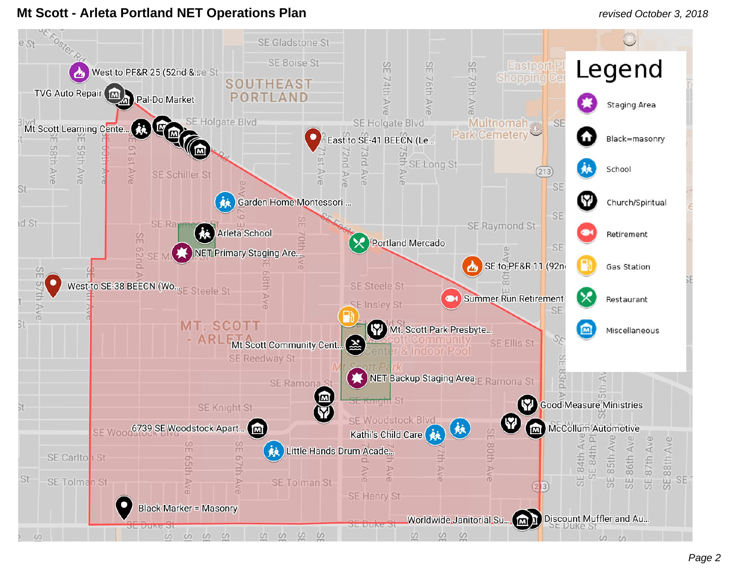# Mt Scott - Arleta Portland NET Operations Plan

*revised October 3, 2018*

## Legend

- Staging Area
- Black=masonry
- School
- Church/Spiritual
- Retirement
- Gas Station
- Restaurant
- Miscellaneous

Map labels:

- West to PF&R 25 (52nd &...
- TVG Auto Repair
- Pal-Do Market
- Mt Scott Learning Cente...
- East to SE-41 BEECN (Le...
- Garden Home Montessori ...
- Arleta School
- NET Primary Staging Are...
- Portland Mercado
- SE to PF&R 11 (92n...
- West to SE-38 BEECN (Wo...
- Summer Run Retirement
- Mt. Scott Park Presbyte...
- Mt Scott Community Cent...
- NET Backup Staging Area
- Good Measure Ministries
- McCollum Automotive
- 6739 SE Woodstock Apart...
- Kathi's Child Care
- Little Hands Drum Acade...
- Black Marker = Masonry
- Worldwide Janitorial Su...
- Discount Muffler and Au...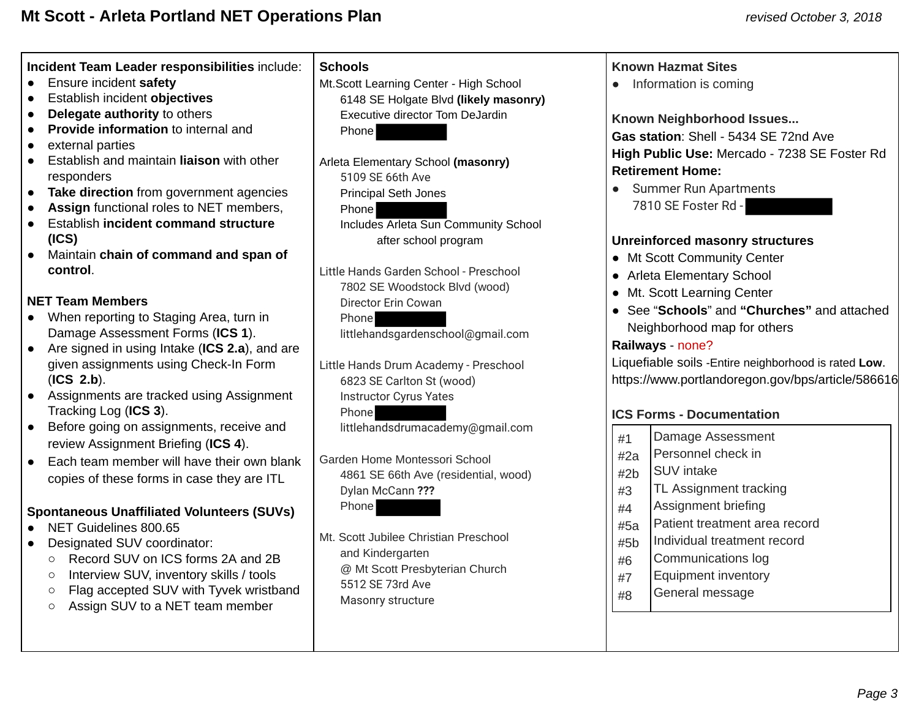# Mt Scott - Arleta Portland NET Operations Plan

*revised October 3, 2018*

**Incident Team Leader responsibilities** include:

- Ensure incident **safety**
- Establish incident **objectives**
- **Delegate authority** to others
- **Provide information** to internal and
- external parties
- Establish and maintain **liaison** with other responders
- **Take direction** from government agencies
- **Assign** functional roles to NET members,
- Establish **incident command structure (ICS)**
- Maintain **chain of command and span of control**.

**NET Team Members**

- When reporting to Staging Area, turn in Damage Assessment Forms (**ICS 1**).
- Are signed in using Intake (**ICS 2.a**), and are given assignments using Check-In Form (**ICS 2.b**).
- Assignments are tracked using Assignment Tracking Log (**ICS 3**).
- Before going on assignments, receive and review Assignment Briefing (**ICS 4**).
- Each team member will have their own blank copies of these forms in case they are ITL

**Spontaneous Unaffiliated Volunteers (SUVs)**

- NET Guidelines 800.65
- Designated SUV coordinator:
  - Record SUV on ICS forms 2A and 2B
  - Interview SUV, inventory skills / tools
  - Flag accepted SUV with Tyvek wristband
  - Assign SUV to a NET team member

**Schools**

Mt.Scott Learning Center - High School
6148 SE Holgate Blvd **(likely masonry)**
Executive director Tom DeJardin
Phone [redacted]

Arleta Elementary School **(masonry)**
5109 SE 66th Ave
Principal Seth Jones
Phone [redacted]
Includes Arleta Sun Community School after school program

Little Hands Garden School - Preschool
7802 SE Woodstock Blvd (wood)
Director Erin Cowan
Phone [redacted]
littlehandsgardenschool@gmail.com

Little Hands Drum Academy - Preschool
6823 SE Carlton St (wood)
Instructor Cyrus Yates
Phone [redacted]
littlehandsdrumacademy@gmail.com

Garden Home Montessori School
4861 SE 66th Ave (residential, wood)
Dylan McCann **???**
Phone [redacted]

Mt. Scott Jubilee Christian Preschool and Kindergarten
@ Mt Scott Presbyterian Church
5512 SE 73rd Ave
Masonry structure

**Known Hazmat Sites**

- Information is coming

**Known Neighborhood Issues...**

**Gas station**: Shell - 5434 SE 72nd Ave
**High Public Use:** Mercado - 7238 SE Foster Rd
**Retirement Home:**

- Summer Run Apartments
  7810 SE Foster Rd - [redacted]

**Unreinforced masonry structures**

- Mt Scott Community Center
- Arleta Elementary School
- Mt. Scott Learning Center
- See "**Schools**" and **"Churches"** and attached Neighborhood map for others

**Railways** - none?

Liquefiable soils -Entire neighborhood is rated **Low**.
https://www.portlandoregon.gov/bps/article/586616

**ICS Forms - Documentation**

| | |
|---|---|
| #1 | Damage Assessment |
| #2a | Personnel check in |
| #2b | SUV intake |
| #3 | TL Assignment tracking |
| #4 | Assignment briefing |
| #5a | Patient treatment area record |
| #5b | Individual treatment record |
| #6 | Communications log |
| #7 | Equipment inventory |
| #8 | General message |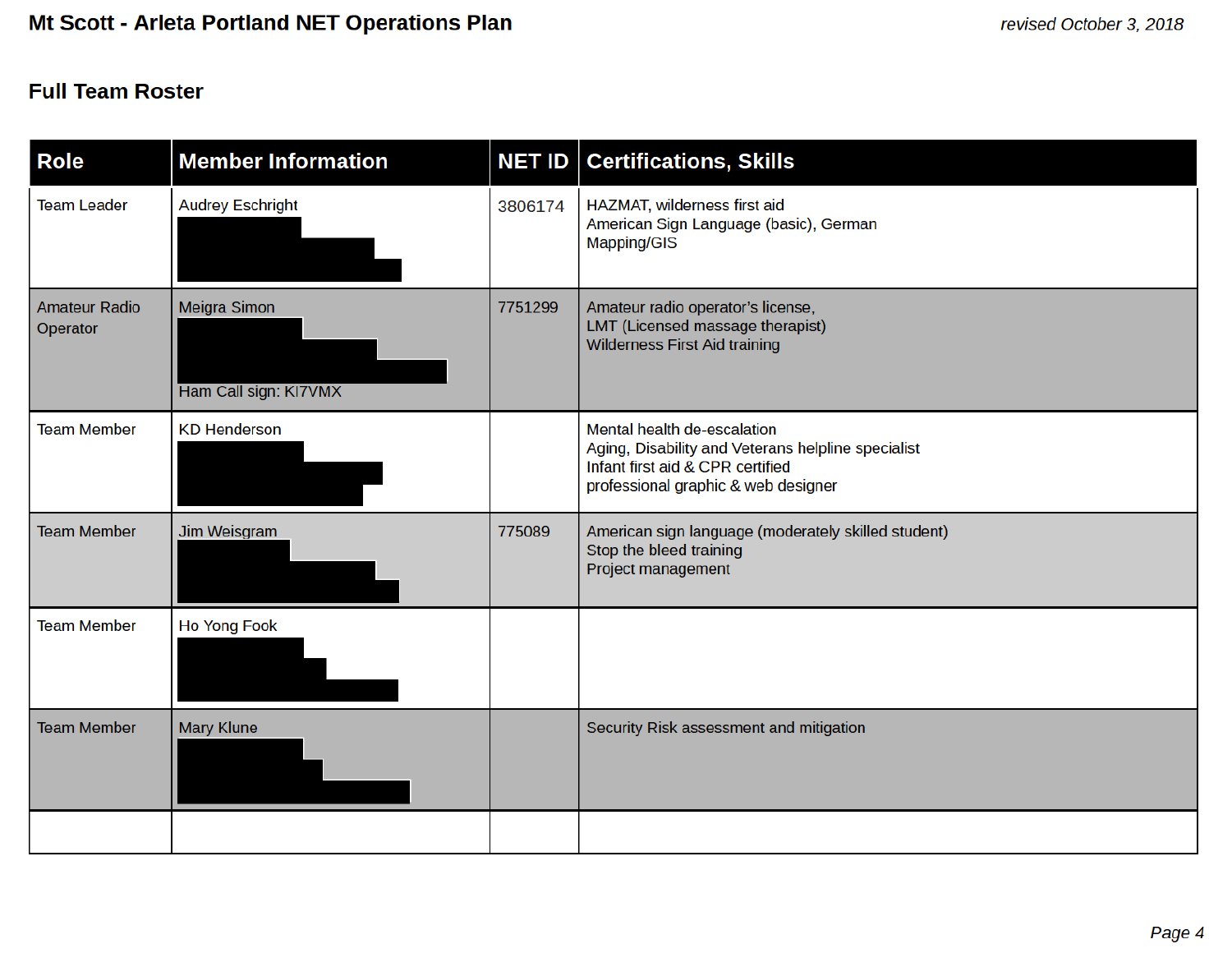# Mt Scott - Arleta Portland NET Operations Plan

*revised October 3, 2018*

## Full Team Roster

| Role | Member Information | NET ID | Certifications, Skills |
|---|---|---|---|
| Team Leader | Audrey Eschright | 3806174 | HAZMAT, wilderness first aid<br>American Sign Language (basic), German<br>Mapping/GIS |
| Amateur Radio Operator | Meigra Simon<br>Ham Call sign: KI7VMX | 7751299 | Amateur radio operator's license,<br>LMT (Licensed massage therapist)<br>Wilderness First Aid training |
| Team Member | KD Henderson | | Mental health de-escalation<br>Aging, Disability and Veterans helpline specialist<br>Infant first aid & CPR certified<br>professional graphic & web designer |
| Team Member | Jim Weisgram | 775089 | American sign language (moderately skilled student)<br>Stop the bleed training<br>Project management |
| Team Member | Ho Yong Fook | | |
| Team Member | Mary Klune | | Security Risk assessment and mitigation |
| | | | |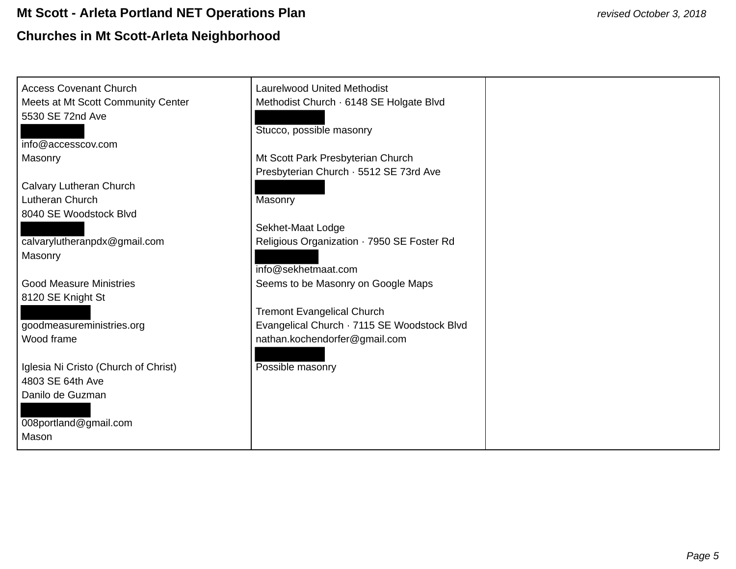## Churches in Mt Scott-Arleta Neighborhood

| | | |
|---|---|---|
| Access Covenant Church<br>Meets at Mt Scott Community Center<br>5530 SE 72nd Ave<br>█████<br>info@accesscov.com<br>Masonry<br><br>Calvary Lutheran Church<br>Lutheran Church<br>8040 SE Woodstock Blvd<br>█████<br>calvarylutheranpdx@gmail.com<br>Masonry<br><br>Good Measure Ministries<br>8120 SE Knight St<br>█████<br>goodmeasureministries.org<br>Wood frame<br><br>Iglesia Ni Cristo (Church of Christ)<br>4803 SE 64th Ave<br>Danilo de Guzman<br>█████<br>008portland@gmail.com<br>Mason | Laurelwood United Methodist<br>Methodist Church · 6148 SE Holgate Blvd<br>█████<br>Stucco, possible masonry<br><br>Mt Scott Park Presbyterian Church<br>Presbyterian Church · 5512 SE 73rd Ave<br>█████<br>Masonry<br><br>Sekhet-Maat Lodge<br>Religious Organization · 7950 SE Foster Rd<br>█████<br>info@sekhetmaat.com<br>Seems to be Masonry on Google Maps<br><br>Tremont Evangelical Church<br>Evangelical Church · 7115 SE Woodstock Blvd<br>nathan.kochendorfer@gmail.com<br>█████<br>Possible masonry | |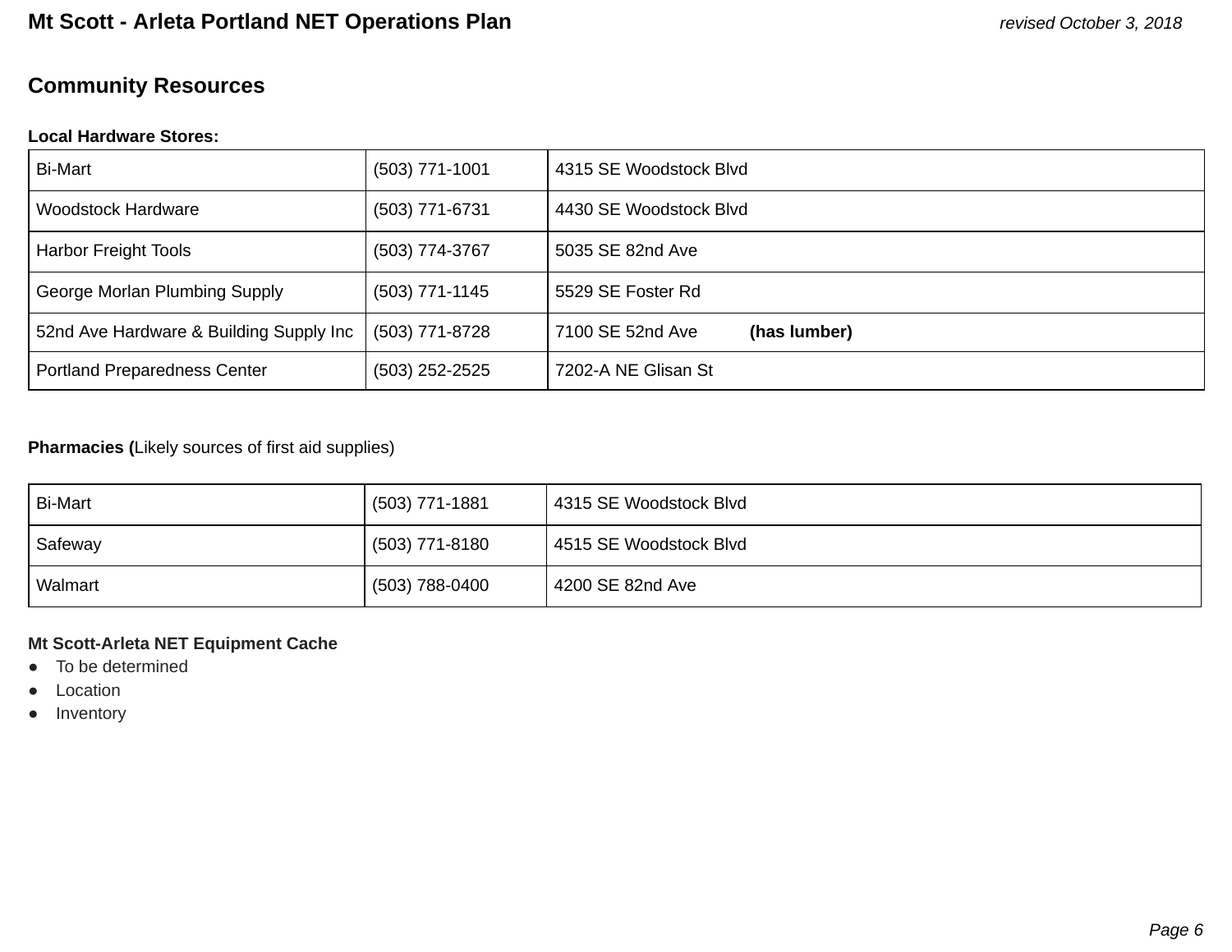## Community Resources

**Local Hardware Stores:**

| | | |
|---|---|---|
| Bi-Mart | (503) 771-1001 | 4315 SE Woodstock Blvd |
| Woodstock Hardware | (503) 771-6731 | 4430 SE Woodstock Blvd |
| Harbor Freight Tools | (503) 774-3767 | 5035 SE 82nd Ave |
| George Morlan Plumbing Supply | (503) 771-1145 | 5529 SE Foster Rd |
| 52nd Ave Hardware & Building Supply Inc | (503) 771-8728 | 7100 SE 52nd Ave **(has lumber)** |
| Portland Preparedness Center | (503) 252-2525 | 7202-A NE Glisan St |

**Pharmacies (**Likely sources of first aid supplies)

| | | |
|---|---|---|
| Bi-Mart | (503) 771-1881 | 4315 SE Woodstock Blvd |
| Safeway | (503) 771-8180 | 4515 SE Woodstock Blvd |
| Walmart | (503) 788-0400 | 4200 SE 82nd Ave |

**Mt Scott-Arleta NET Equipment Cache**

- To be determined
- Location
- Inventory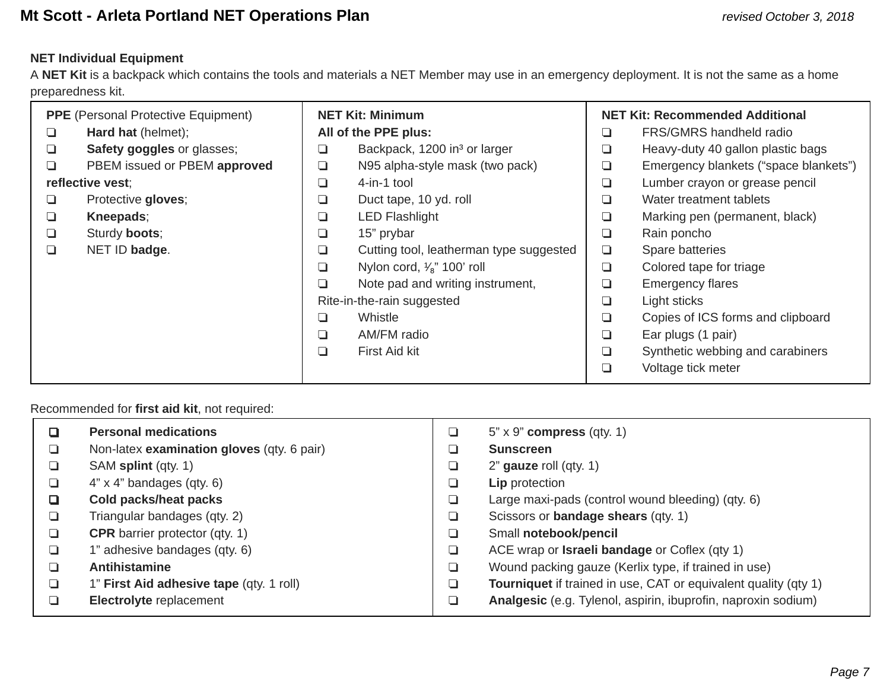**NET Individual Equipment**

A **NET Kit** is a backpack which contains the tools and materials a NET Member may use in an emergency deployment. It is not the same as a home preparedness kit.

| **PPE** (Personal Protective Equipment) | **NET Kit: Minimum** | **NET Kit: Recommended Additional** |
|---|---|---|
| | **All of the PPE plus:** | |
| ❏ **Hard hat** (helmet); | ❏ Backpack, 1200 in³ or larger | ❏ FRS/GMRS handheld radio |
| ❏ **Safety goggles** or glasses; | ❏ N95 alpha-style mask (two pack) | ❏ Heavy-duty 40 gallon plastic bags |
| ❏ PBEM issued or PBEM **approved reflective vest**; | ❏ 4-in-1 tool | ❏ Emergency blankets ("space blankets") |
| ❏ Protective **gloves**; | ❏ Duct tape, 10 yd. roll | ❏ Lumber crayon or grease pencil |
| ❏ **Kneepads**; | ❏ LED Flashlight | ❏ Water treatment tablets |
| ❏ Sturdy **boots**; | ❏ 15" prybar | ❏ Marking pen (permanent, black) |
| ❏ NET ID **badge**. | ❏ Cutting tool, leatherman type suggested | ❏ Rain poncho |
| | ❏ Nylon cord, ⅛" 100' roll | ❏ Spare batteries |
| | ❏ Note pad and writing instrument, Rite-in-the-rain suggested | ❏ Colored tape for triage |
| | ❏ Whistle | ❏ Emergency flares |
| | ❏ AM/FM radio | ❏ Light sticks |
| | ❏ First Aid kit | ❏ Copies of ICS forms and clipboard |
| | | ❏ Ear plugs (1 pair) |
| | | ❏ Synthetic webbing and carabiners |
| | | ❏ Voltage tick meter |

Recommended for **first aid kit**, not required:

| | |
|---|---|
| ❏ **Personal medications** | ❏ 5" x 9" **compress** (qty. 1) |
| ❏ Non-latex **examination gloves** (qty. 6 pair) | ❏ **Sunscreen** |
| ❏ SAM **splint** (qty. 1) | ❏ 2" **gauze** roll (qty. 1) |
| ❏ 4" x 4" bandages (qty. 6) | ❏ **Lip** protection |
| ❏ **Cold packs/heat packs** | ❏ Large maxi-pads (control wound bleeding) (qty. 6) |
| ❏ Triangular bandages (qty. 2) | ❏ Scissors or **bandage shears** (qty. 1) |
| ❏ **CPR** barrier protector (qty. 1) | ❏ Small **notebook/pencil** |
| ❏ 1" adhesive bandages (qty. 6) | ❏ ACE wrap or **Israeli bandage** or Coflex (qty 1) |
| ❏ **Antihistamine** | ❏ Wound packing gauze (Kerlix type, if trained in use) |
| ❏ 1" **First Aid adhesive tape** (qty. 1 roll) | ❏ **Tourniquet** if trained in use, CAT or equivalent quality (qty 1) |
| ❏ **Electrolyte** replacement | ❏ **Analgesic** (e.g. Tylenol, aspirin, ibuprofin, naproxin sodium) |